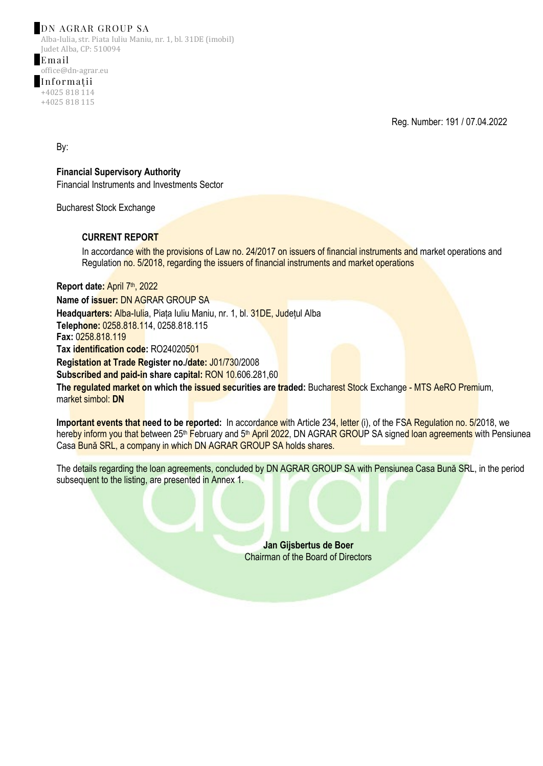**DN AGRAR GROUP SA**
Alba-Iulia, str. Piata Iuliu Maniu, nr. 1, bl. 31DE (imobil)
Judet Alba, CP: 510094

**Email**
office@dn-agrar.eu

**Informații**
+4025 818 114
+4025 818 115

Reg. Number: 191 / 07.04.2022

By:

**Financial Supervisory Authority**
Financial Instruments and Investments Sector

Bucharest Stock Exchange

## CURRENT REPORT

In accordance with the provisions of Law no. 24/2017 on issuers of financial instruments and market operations and Regulation no. 5/2018, regarding the issuers of financial instruments and market operations

**Report date:** April 7th, 2022

**Name of issuer:** DN AGRAR GROUP SA

**Headquarters:** Alba-Iulia, Piața Iuliu Maniu, nr. 1, bl. 31DE, Județul Alba

**Telephone:** 0258.818.114, 0258.818.115

**Fax:** 0258.818.119

**Tax identification code:** RO24020501

**Registation at Trade Register no./date:** J01/730/2008

**Subscribed and paid-in share capital:** RON 10.606.281,60

**The regulated market on which the issued securities are traded:** Bucharest Stock Exchange - MTS AeRO Premium, market simbol: **DN**

**Important events that need to be reported:** In accordance with Article 234, letter (i), of the FSA Regulation no. 5/2018, we hereby inform you that between 25th February and 5th April 2022, DN AGRAR GROUP SA signed loan agreements with Pensiunea Casa Bună SRL, a company in which DN AGRAR GROUP SA holds shares.

The details regarding the loan agreements, concluded by DN AGRAR GROUP SA with Pensiunea Casa Bună SRL, in the period subsequent to the listing, are presented in Annex 1.

**Jan Gijsbertus de Boer**
Chairman of the Board of Directors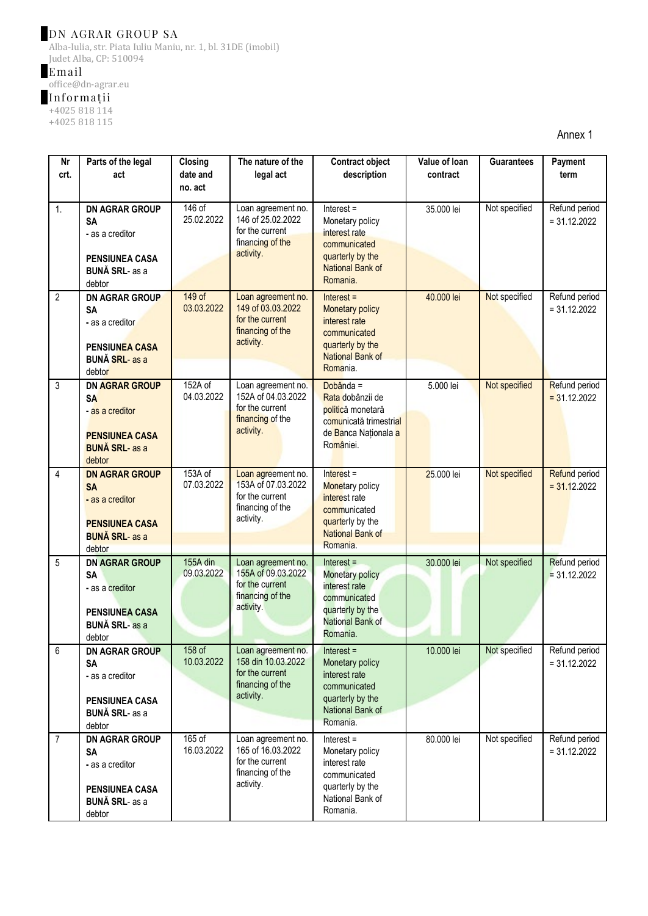DN AGRAR GROUP SA
Alba-Iulia, str. Piata Iuliu Maniu, nr. 1, bl. 31DE (imobil)
Judet Alba, CP: 510094

Email
office@dn-agrar.eu

Informații
+4025 818 114
+4025 818 115

Annex 1

| Nr crt. | Parts of the legal act | Closing date and no. act | The nature of the legal act | Contract object description | Value of loan contract | Guarantees | Payment term |
|---|---|---|---|---|---|---|---|
| 1. | **DN AGRAR GROUP SA** - as a creditor **PENSIUNEA CASA BUNĂ SRL**- as a debtor | 146 of 25.02.2022 | Loan agreement no. 146 of 25.02.2022 for the current financing of the activity. | Interest = Monetary policy interest rate communicated quarterly by the National Bank of Romania. | 35.000 lei | Not specified | Refund period = 31.12.2022 |
| 2 | **DN AGRAR GROUP SA** - as a creditor **PENSIUNEA CASA BUNĂ SRL**- as a debtor | 149 of 03.03.2022 | Loan agreement no. 149 of 03.03.2022 for the current financing of the activity. | Interest = Monetary policy interest rate communicated quarterly by the National Bank of Romania. | 40.000 lei | Not specified | Refund period = 31.12.2022 |
| 3 | **DN AGRAR GROUP SA** - as a creditor **PENSIUNEA CASA BUNĂ SRL**- as a debtor | 152A of 04.03.2022 | Loan agreement no. 152A of 04.03.2022 for the current financing of the activity. | Dobânda = Rata dobânzii de politică monetară comunicată trimestrial de Banca Națională a României. | 5.000 lei | Not specified | Refund period = 31.12.2022 |
| 4 | **DN AGRAR GROUP SA** - as a creditor **PENSIUNEA CASA BUNĂ SRL**- as a debtor | 153A of 07.03.2022 | Loan agreement no. 153A of 07.03.2022 for the current financing of the activity. | Interest = Monetary policy interest rate communicated quarterly by the National Bank of Romania. | 25.000 lei | Not specified | Refund period = 31.12.2022 |
| 5 | **DN AGRAR GROUP SA** - as a creditor **PENSIUNEA CASA BUNĂ SRL**- as a debtor | 155A din 09.03.2022 | Loan agreement no. 155A of 09.03.2022 for the current financing of the activity. | Interest = Monetary policy interest rate communicated quarterly by the National Bank of Romania. | 30.000 lei | Not specified | Refund period = 31.12.2022 |
| 6 | **DN AGRAR GROUP SA** - as a creditor **PENSIUNEA CASA BUNĂ SRL**- as a debtor | 158 of 10.03.2022 | Loan agreement no. 158 din 10.03.2022 for the current financing of the activity. | Interest = Monetary policy interest rate communicated quarterly by the National Bank of Romania. | 10.000 lei | Not specified | Refund period = 31.12.2022 |
| 7 | **DN AGRAR GROUP SA** - as a creditor **PENSIUNEA CASA BUNĂ SRL**- as a debtor | 165 of 16.03.2022 | Loan agreement no. 165 of 16.03.2022 for the current financing of the activity. | Interest = Monetary policy interest rate communicated quarterly by the National Bank of Romania. | 80.000 lei | Not specified | Refund period = 31.12.2022 |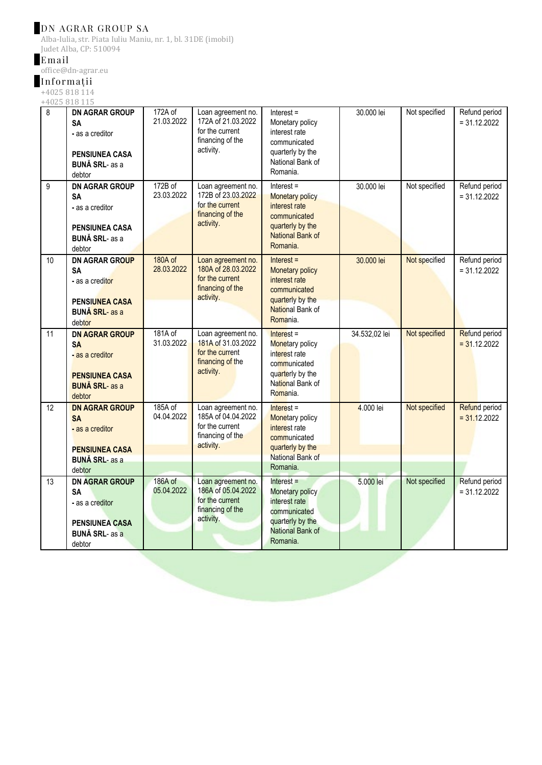DN AGRAR GROUP SA

Alba-Iulia, str. Piata Iuliu Maniu, nr. 1, bl. 31DE (imobil)
Judet Alba, CP: 510094

Email

office@dn-agrar.eu

Informații

+4025 818 114
+4025 818 115

| | | | | | | | |
|---|---|---|---|---|---|---|---|
| 8 | **DN AGRAR GROUP SA** - as a creditor **PENSIUNEA CASA BUNĂ SRL**- as a debtor | 172A of 21.03.2022 | Loan agreement no. 172A of 21.03.2022 for the current financing of the activity. | Interest = Monetary policy interest rate communicated quarterly by the National Bank of Romania. | 30.000 lei | Not specified | Refund period = 31.12.2022 |
| 9 | **DN AGRAR GROUP SA** - as a creditor **PENSIUNEA CASA BUNĂ SRL**- as a debtor | 172B of 23.03.2022 | Loan agreement no. 172B of 23.03.2022 for the current financing of the activity. | Interest = Monetary policy interest rate communicated quarterly by the National Bank of Romania. | 30.000 lei | Not specified | Refund period = 31.12.2022 |
| 10 | **DN AGRAR GROUP SA** - as a creditor **PENSIUNEA CASA BUNĂ SRL**- as a debtor | 180A of 28.03.2022 | Loan agreement no. 180A of 28.03.2022 for the current financing of the activity. | Interest = Monetary policy interest rate communicated quarterly by the National Bank of Romania. | 30.000 lei | Not specified | Refund period = 31.12.2022 |
| 11 | **DN AGRAR GROUP SA** - as a creditor **PENSIUNEA CASA BUNĂ SRL**- as a debtor | 181A of 31.03.2022 | Loan agreement no. 181A of 31.03.2022 for the current financing of the activity. | Interest = Monetary policy interest rate communicated quarterly by the National Bank of Romania. | 34.532,02 lei | Not specified | Refund period = 31.12.2022 |
| 12 | **DN AGRAR GROUP SA** - as a creditor **PENSIUNEA CASA BUNĂ SRL**- as a debtor | 185A of 04.04.2022 | Loan agreement no. 185A of 04.04.2022 for the current financing of the activity. | Interest = Monetary policy interest rate communicated quarterly by the National Bank of Romania. | 4.000 lei | Not specified | Refund period = 31.12.2022 |
| 13 | **DN AGRAR GROUP SA** - as a creditor **PENSIUNEA CASA BUNĂ SRL**- as a debtor | 186A of 05.04.2022 | Loan agreement no. 186A of 05.04.2022 for the current financing of the activity. | Interest = Monetary policy interest rate communicated quarterly by the National Bank of Romania. | 5.000 lei | Not specified | Refund period = 31.12.2022 |